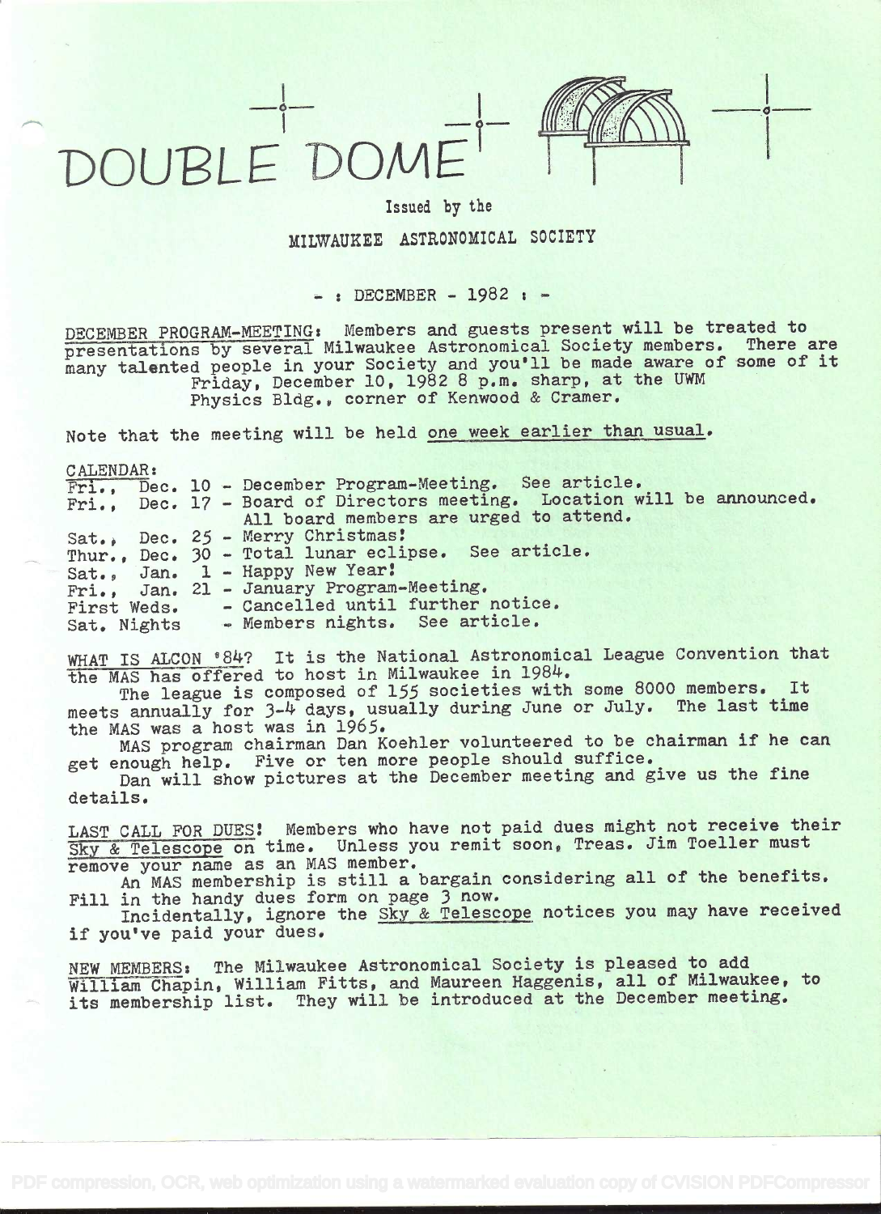# DOUBLE DOME

Issued by the

MILWAUKEE ASTRONOMICAL SOCIETY

- : DECEMBER - 1982 : -

DECEMBER PROGRAM-MEETING: Members and guests present will be treated to presentations by several Milwaukee Astronomical Society members. There are many talented people in your Society and you'll be made aware of some of it Friday, December 10, 1982 8 p.m. sharp, at the UWM Physics Bldg., corner of Kenwood & Cramer.

Note that the meeting will be held one week earlier than usual.

CALENDAR:

- Fri., Dec. 10 - December Program-Meeting. See article.
- Fri., Dec. 17 - Board of Directors meeting. Location will be announced. All board members are urged to attend.
- Sat., Dec. 25 - Merry Christmas!
- Thur., Dec. 30 - Total lunar eclipse. See article.
- Sat., Jan. 1 - Happy New Year!
- Fri., Jan. 21 - January Program-Meeting.
- First Weds. - Cancelled until further notice.
- Sat. Nights - Members nights. See article.

WHAT IS ALCON '84? It is the National Astronomical League Convention that the MAS has offered to host in Milwaukee in 1984.

The league is composed of 155 societies with some 8000 members. It meets annually for 3-4 days, usually during June or July. The last time the MAS was a host was in 1965.

MAS program chairman Dan Koehler volunteered to be chairman if he can get enough help. Five or ten more people should suffice.

Dan will show pictures at the December meeting and give us the fine details.

LAST CALL FOR DUES! Members who have not paid dues might not receive their Sky & Telescope on time. Unless you remit soon, Treas. Jim Toeller must remove your name as an MAS member.

An MAS membership is still a bargain considering all of the benefits. Fill in the handy dues form on page 3 now.

Incidentally, ignore the Sky & Telescope notices you may have received if you've paid your dues.

NEW MEMBERS: The Milwaukee Astronomical Society is pleased to add William Chapin, William Fitts, and Maureen Haggenis, all of Milwaukee, to its membership list. They will be introduced at the December meeting.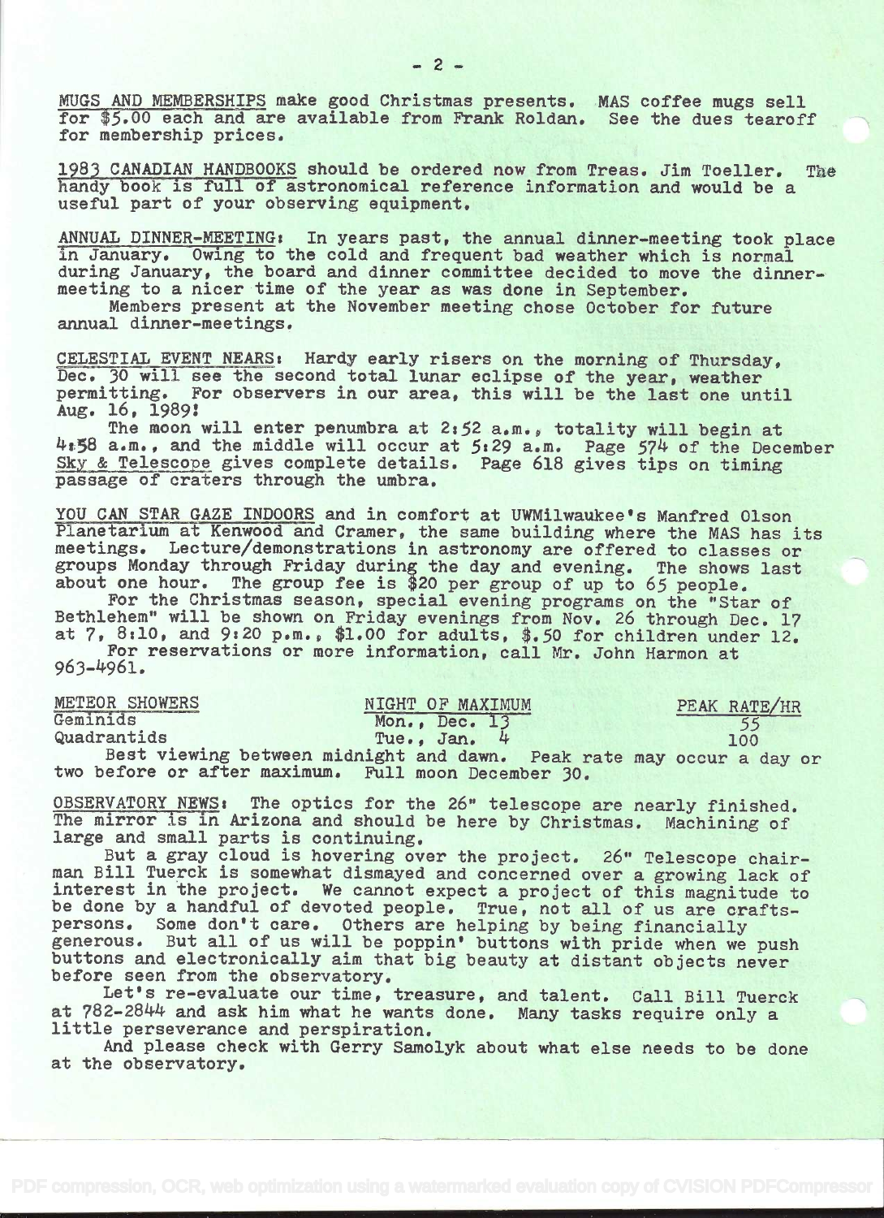MUGS AND MEMBERSHIPS make good Christmas presents. MAS coffee mugs sell for $5.00 each and are available from Frank Roldan. See the dues tearoff for membership prices.

1983 CANADIAN HANDBOOKS should be ordered now from Treas. Jim Toeller. The handy book is full of astronomical reference information and would be a useful part of your observing equipment.

ANNUAL DINNER-MEETING: In years past, the annual dinner-meeting took place in January. Owing to the cold and frequent bad weather which is normal during January, the board and dinner committee decided to move the dinner-meeting to a nicer time of the year as was done in September.

Members present at the November meeting chose October for future annual dinner-meetings.

CELESTIAL EVENT NEARS: Hardy early risers on the morning of Thursday, Dec. 30 will see the second total lunar eclipse of the year, weather permitting. For observers in our area, this will be the last one until Aug. 16, 1989!

The moon will enter penumbra at 2:52 a.m., totality will begin at 4:58 a.m., and the middle will occur at 5:29 a.m. Page 574 of the December Sky & Telescope gives complete details. Page 618 gives tips on timing passage of craters through the umbra.

YOU CAN STAR GAZE INDOORS and in comfort at UWMilwaukee's Manfred Olson Planetarium at Kenwood and Cramer, the same building where the MAS has its meetings. Lecture/demonstrations in astronomy are offered to classes or groups Monday through Friday during the day and evening. The shows last about one hour. The group fee is $20 per group of up to 65 people.

For the Christmas season, special evening programs on the "Star of Bethlehem" will be shown on Friday evenings from Nov. 26 through Dec. 17 at 7, 8:10, and 9:20 p.m., $1.00 for adults, $.50 for children under 12.

For reservations or more information, call Mr. John Harmon at 963-4961.

| METEOR SHOWERS | NIGHT OF MAXIMUM | PEAK RATE/HR |
|---|---|---|
| Geminids | Mon., Dec. 13 | 55 |
| Quadrantids | Tue., Jan. 4 | 100 |

Best viewing between midnight and dawn. Peak rate may occur a day or two before or after maximum. Full moon December 30.

OBSERVATORY NEWS: The optics for the 26" telescope are nearly finished. The mirror is in Arizona and should be here by Christmas. Machining of large and small parts is continuing.

But a gray cloud is hovering over the project. 26" Telescope chairman Bill Tuerck is somewhat dismayed and concerned over a growing lack of interest in the project. We cannot expect a project of this magnitude to be done by a handful of devoted people. True, not all of us are craftspersons. Some don't care. Others are helping by being financially generous. But all of us will be poppin' buttons with pride when we push buttons and electronically aim that big beauty at distant objects never before seen from the observatory.

Let's re-evaluate our time, treasure, and talent. Call Bill Tuerck at 782-2844 and ask him what he wants done. Many tasks require only a little perseverance and perspiration.

And please check with Gerry Samolyk about what else needs to be done at the observatory.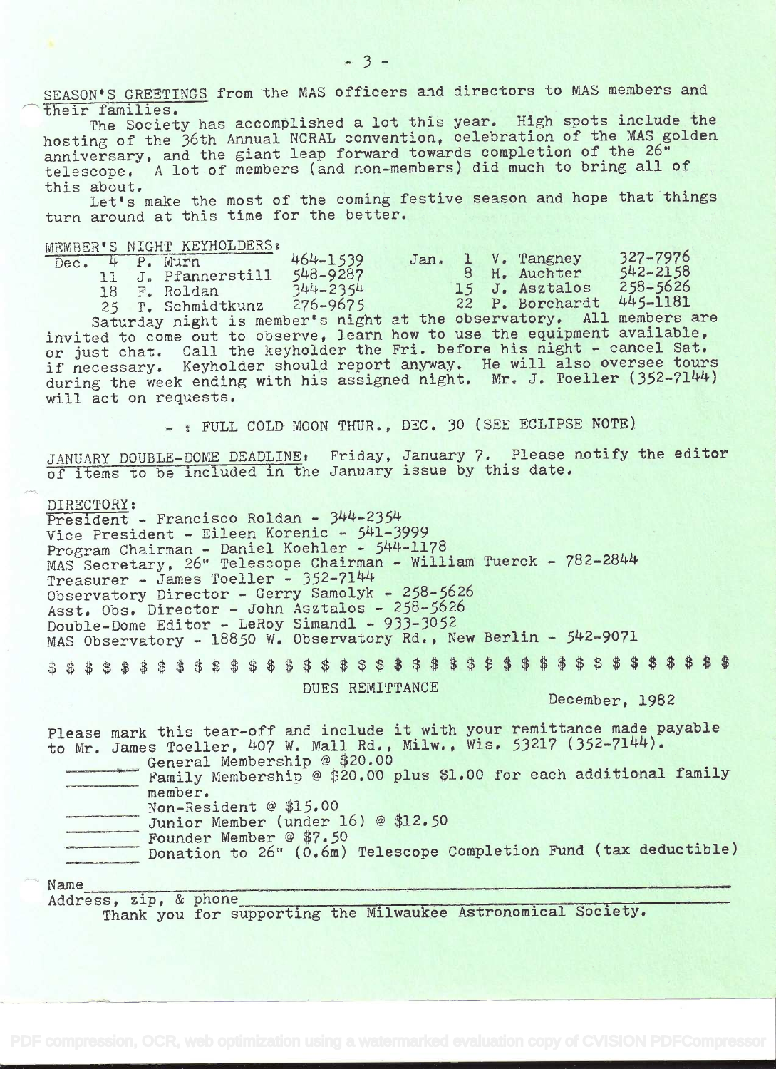SEASON'S GREETINGS from the MAS officers and directors to MAS members and their families.

The Society has accomplished a lot this year. High spots include the hosting of the 36th Annual NCRAL convention, celebration of the MAS golden anniversary, and the giant leap forward towards completion of the 26" telescope. A lot of members (and non-members) did much to bring all of this about.

Let's make the most of the coming festive season and hope that things turn around at this time for the better.

MEMBER'S NIGHT KEYHOLDERS:

| | | | | | | |
|---|---|---|---|---|---|---|
| Dec. 4 | P. Murn | 464-1539 | Jan. 1 | V. Tangney | 327-7976 |
| 11 | J. Pfannerstill | 548-9287 | 8 | H. Auchter | 542-2158 |
| 18 | F. Roldan | 344-2354 | 15 | J. Asztalos | 258-5626 |
| 25 | T. Schmidtkunz | 276-9675 | 22 | P. Borchardt | 445-1181 |

Saturday night is member's night at the observatory. All members are invited to come out to observe, learn how to use the equipment available, or just chat. Call the keyholder the Fri. before his night - cancel Sat. if necessary. Keyholder should report anyway. He will also oversee tours during the week ending with his assigned night. Mr. J. Toeller (352-7144) will act on requests.

- : FULL COLD MOON THUR., DEC. 30 (SEE ECLIPSE NOTE)

JANUARY DOUBLE-DOME DEADLINE: Friday, January 7. Please notify the editor of items to be included in the January issue by this date.

DIRECTORY:

President - Francisco Roldan - 344-2354
Vice President - Eileen Korenic - 541-3999
Program Chairman - Daniel Koehler - 544-1178
MAS Secretary, 26" Telescope Chairman - William Tuerck - 782-2844
Treasurer - James Toeller - 352-7144
Observatory Director - Gerry Samolyk - 258-5626
Asst. Obs. Director - John Asztalos - 258-5626
Double-Dome Editor - LeRoy Simandl - 933-3052
MAS Observatory - 18850 W. Observatory Rd., New Berlin - 542-9071

$ $ $ $ $ $ $ $ $ $ $ $ $ $ $ $ $ $ $ $ $ $ $ $ $ $ $ $ $ $ $ $ $ $ $ $

DUES REMITTANCE

December, 1982

Please mark this tear-off and include it with your remittance made payable to Mr. James Toeller, 407 W. Mall Rd., Milw., Wis. 53217 (352-7144).

_______ General Membership @ $20.00
_______ Family Membership @ $20.00 plus $1.00 for each additional family member.
_______ Non-Resident @ $15.00
_______ Junior Member (under 16) @ $12.50
_______ Founder Member @ $7.50
_______ Donation to 26" (0.6m) Telescope Completion Fund (tax deductible)

Name_______________________________________________

Address, zip, & phone_______________________________________________

Thank you for supporting the Milwaukee Astronomical Society.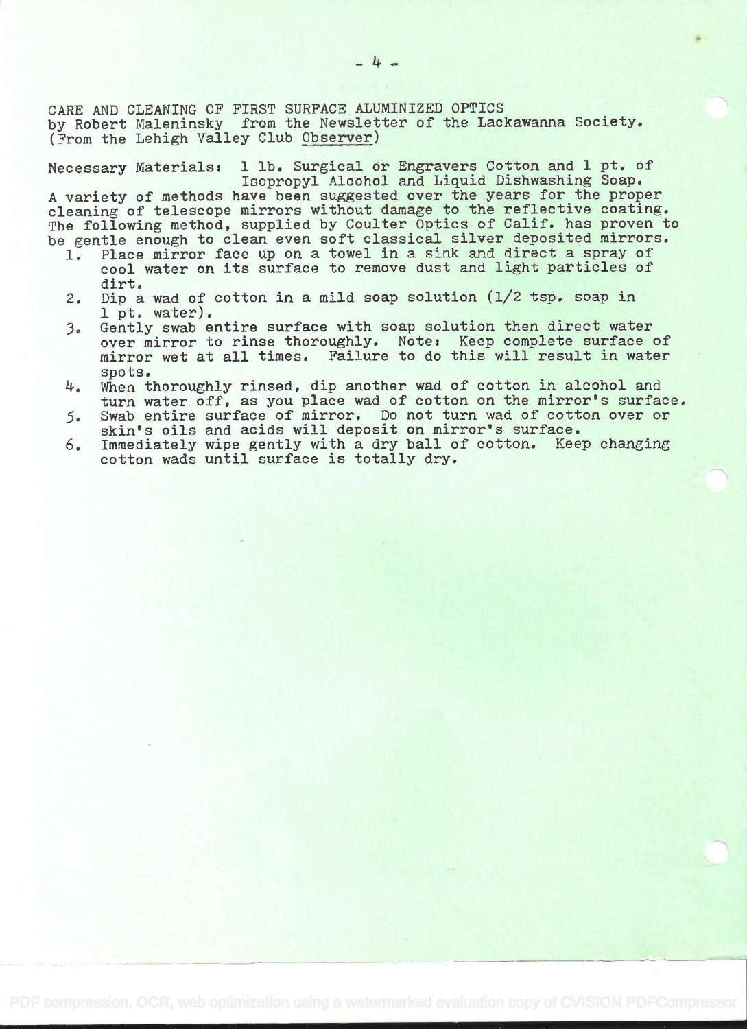# CARE AND CLEANING OF FIRST SURFACE ALUMINIZED OPTICS

by Robert Maleninsky from the Newsletter of the Lackawanna Society.
(From the Lehigh Valley Club Observer)

Necessary Materials: 1 lb. Surgical or Engravers Cotton and 1 pt. of Isopropyl Alcohol and Liquid Dishwashing Soap.

A variety of methods have been suggested over the years for the proper cleaning of telescope mirrors without damage to the reflective coating. The following method, supplied by Coulter Optics of Calif. has proven to be gentle enough to clean even soft classical silver deposited mirrors.

1. Place mirror face up on a towel in a sink and direct a spray of cool water on its surface to remove dust and light particles of dirt.
2. Dip a wad of cotton in a mild soap solution (1/2 tsp. soap in 1 pt. water).
3. Gently swab entire surface with soap solution then direct water over mirror to rinse thoroughly. Note: Keep complete surface of mirror wet at all times. Failure to do this will result in water spots.
4. When thoroughly rinsed, dip another wad of cotton in alcohol and turn water off, as you place wad of cotton on the mirror's surface.
5. Swab entire surface of mirror. Do not turn wad of cotton over or skin's oils and acids will deposit on mirror's surface.
6. Immediately wipe gently with a dry ball of cotton. Keep changing cotton wads until surface is totally dry.